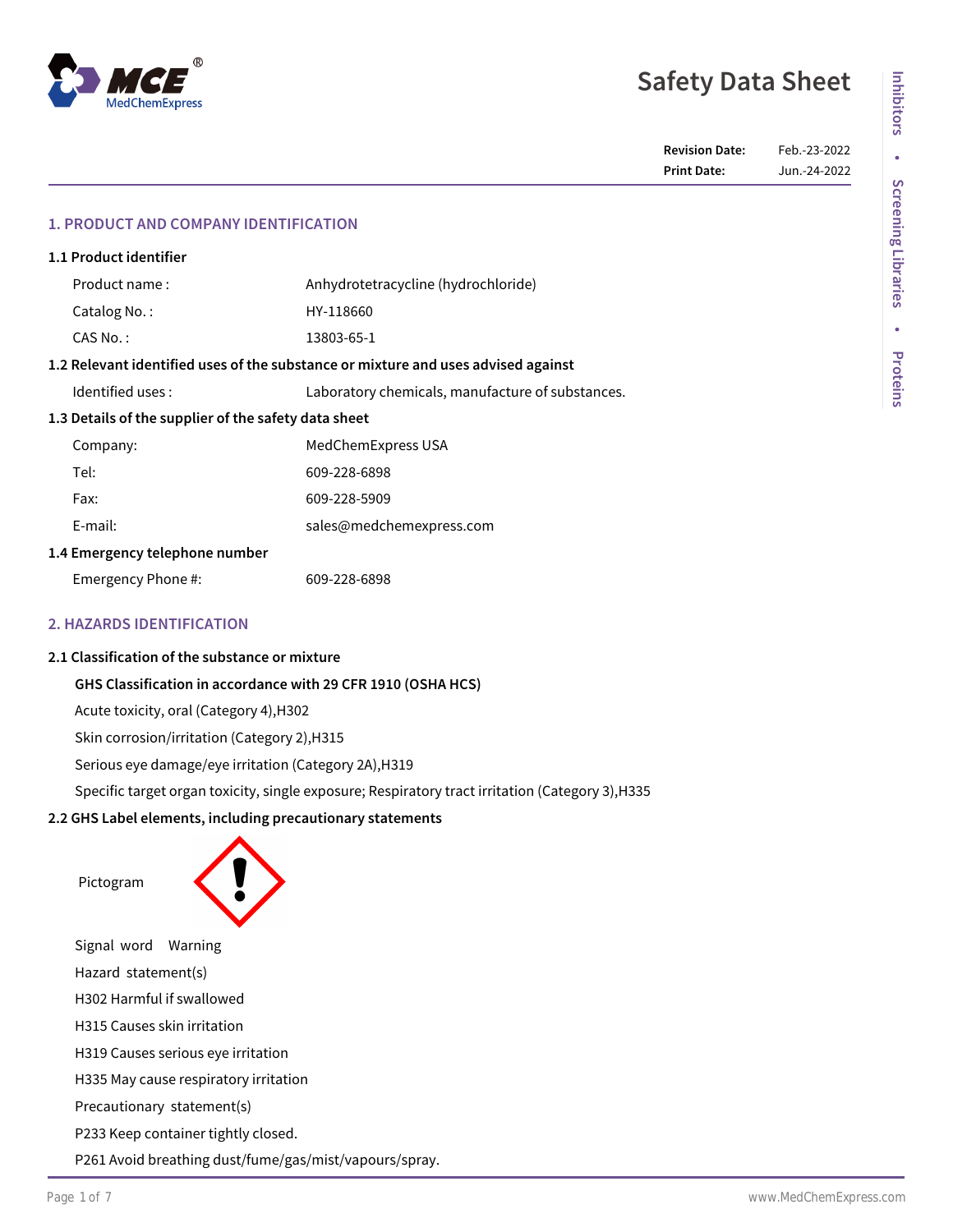# Safety Data Sheet

**Revision Date:** Feb.-23-2022
**Print Date:** Jun.-24-2022

## 1. PRODUCT AND COMPANY IDENTIFICATION

### 1.1 Product identifier

Product name : Anhydrotetracycline (hydrochloride)

Catalog No. : HY-118660

CAS No. : 13803-65-1

### 1.2 Relevant identified uses of the substance or mixture and uses advised against

Identified uses : Laboratory chemicals, manufacture of substances.

### 1.3 Details of the supplier of the safety data sheet

Company: MedChemExpress USA

Tel: 609-228-6898

Fax: 609-228-5909

E-mail: sales@medchemexpress.com

### 1.4 Emergency telephone number

Emergency Phone #: 609-228-6898

## 2. HAZARDS IDENTIFICATION

### 2.1 Classification of the substance or mixture

**GHS Classification in accordance with 29 CFR 1910 (OSHA HCS)**

Acute toxicity, oral (Category 4),H302

Skin corrosion/irritation (Category 2),H315

Serious eye damage/eye irritation (Category 2A),H319

Specific target organ toxicity, single exposure; Respiratory tract irritation (Category 3),H335

### 2.2 GHS Label elements, including precautionary statements

Pictogram

Signal word Warning

Hazard statement(s)

H302 Harmful if swallowed

H315 Causes skin irritation

H319 Causes serious eye irritation

H335 May cause respiratory irritation

Precautionary statement(s)

P233 Keep container tightly closed.

P261 Avoid breathing dust/fume/gas/mist/vapours/spray.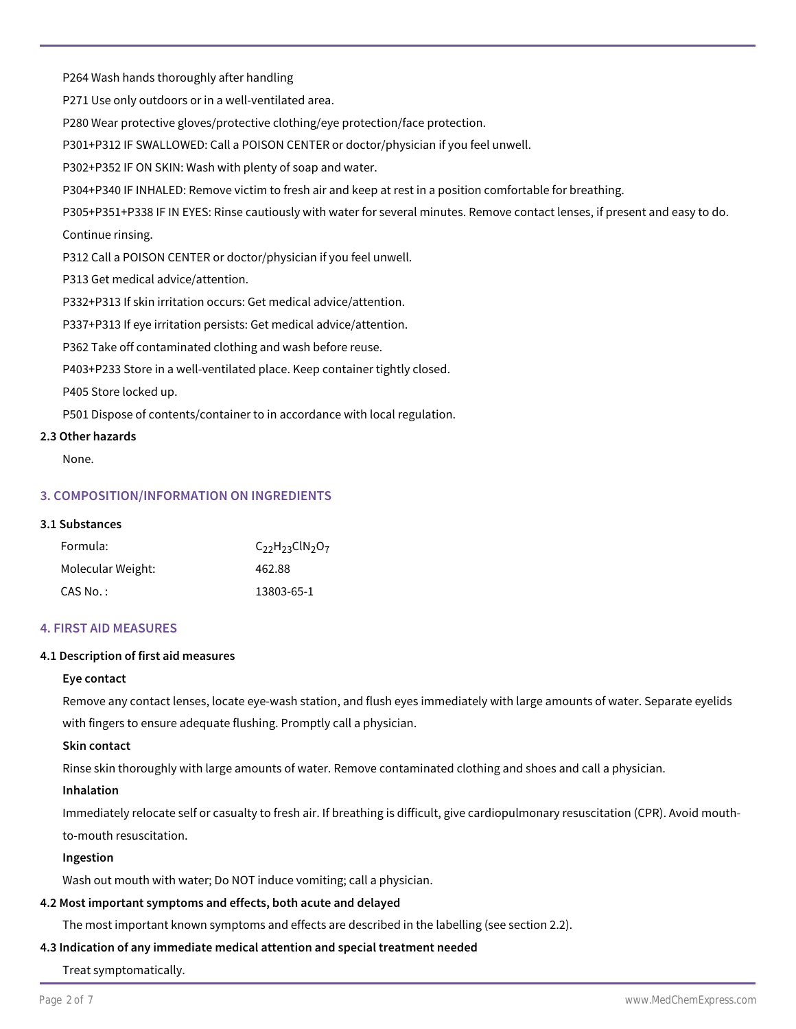P264 Wash hands thoroughly after handling

P271 Use only outdoors or in a well-ventilated area.

P280 Wear protective gloves/protective clothing/eye protection/face protection.

P301+P312 IF SWALLOWED: Call a POISON CENTER or doctor/physician if you feel unwell.

P302+P352 IF ON SKIN: Wash with plenty of soap and water.

P304+P340 IF INHALED: Remove victim to fresh air and keep at rest in a position comfortable for breathing.

P305+P351+P338 IF IN EYES: Rinse cautiously with water for several minutes. Remove contact lenses, if present and easy to do. Continue rinsing.

P312 Call a POISON CENTER or doctor/physician if you feel unwell.

P313 Get medical advice/attention.

P332+P313 If skin irritation occurs: Get medical advice/attention.

P337+P313 If eye irritation persists: Get medical advice/attention.

P362 Take off contaminated clothing and wash before reuse.

P403+P233 Store in a well-ventilated place. Keep container tightly closed.

P405 Store locked up.

P501 Dispose of contents/container to in accordance with local regulation.

**2.3 Other hazards**

None.

## 3. COMPOSITION/INFORMATION ON INGREDIENTS

**3.1 Substances**

| | |
|---|---|
| Formula: | $C_{22}H_{23}ClN_2O_7$ |
| Molecular Weight: | 462.88 |
| CAS No. : | 13803-65-1 |

## 4. FIRST AID MEASURES

**4.1 Description of first aid measures**

**Eye contact**

Remove any contact lenses, locate eye-wash station, and flush eyes immediately with large amounts of water. Separate eyelids with fingers to ensure adequate flushing. Promptly call a physician.

**Skin contact**

Rinse skin thoroughly with large amounts of water. Remove contaminated clothing and shoes and call a physician.

**Inhalation**

Immediately relocate self or casualty to fresh air. If breathing is difficult, give cardiopulmonary resuscitation (CPR). Avoid mouth-to-mouth resuscitation.

**Ingestion**

Wash out mouth with water; Do NOT induce vomiting; call a physician.

**4.2 Most important symptoms and effects, both acute and delayed**

The most important known symptoms and effects are described in the labelling (see section 2.2).

**4.3 Indication of any immediate medical attention and special treatment needed**

Treat symptomatically.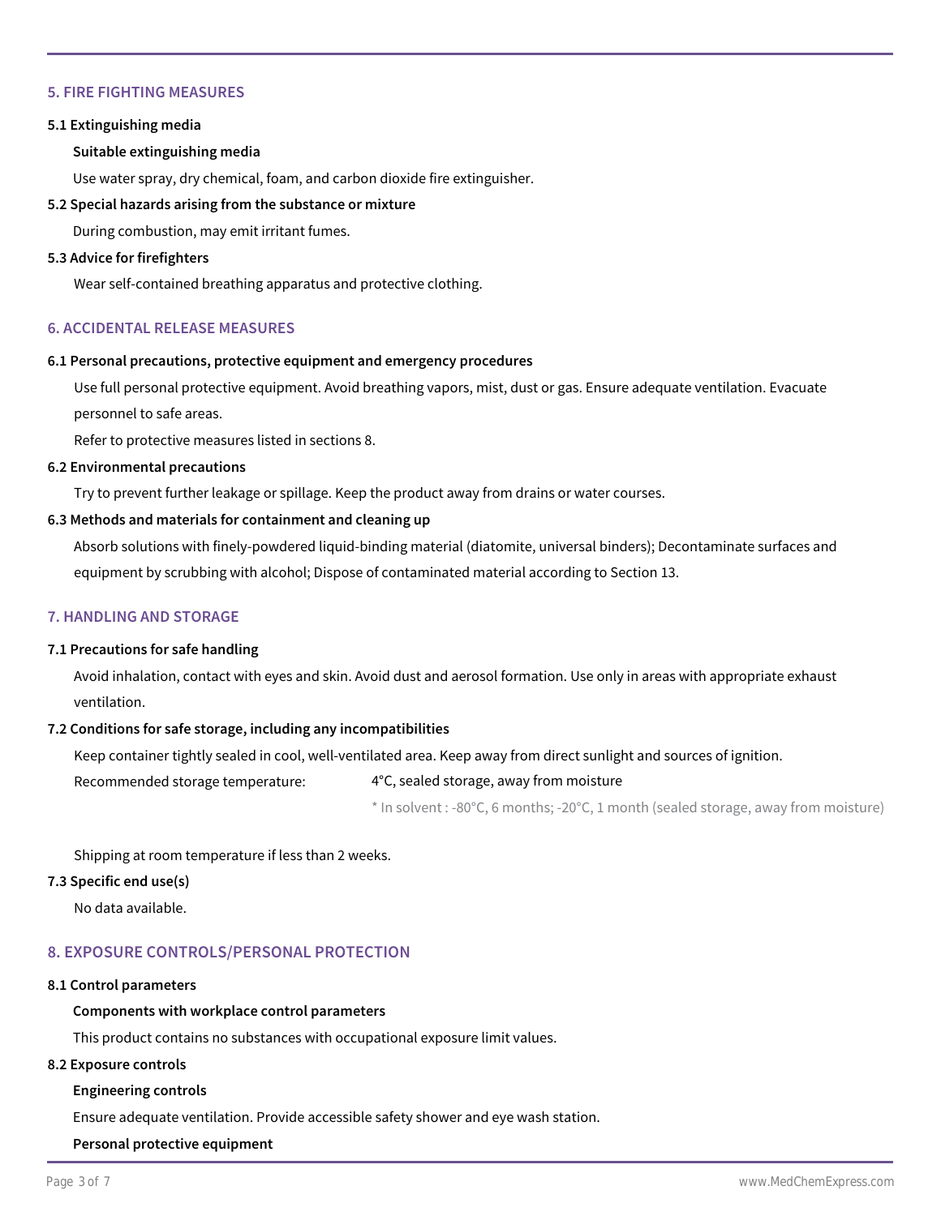## 5. FIRE FIGHTING MEASURES

**5.1 Extinguishing media**

**Suitable extinguishing media**

Use water spray, dry chemical, foam, and carbon dioxide fire extinguisher.

**5.2 Special hazards arising from the substance or mixture**

During combustion, may emit irritant fumes.

**5.3 Advice for firefighters**

Wear self-contained breathing apparatus and protective clothing.

## 6. ACCIDENTAL RELEASE MEASURES

**6.1 Personal precautions, protective equipment and emergency procedures**

Use full personal protective equipment. Avoid breathing vapors, mist, dust or gas. Ensure adequate ventilation. Evacuate personnel to safe areas.

Refer to protective measures listed in sections 8.

**6.2 Environmental precautions**

Try to prevent further leakage or spillage. Keep the product away from drains or water courses.

**6.3 Methods and materials for containment and cleaning up**

Absorb solutions with finely-powdered liquid-binding material (diatomite, universal binders); Decontaminate surfaces and equipment by scrubbing with alcohol; Dispose of contaminated material according to Section 13.

## 7. HANDLING AND STORAGE

**7.1 Precautions for safe handling**

Avoid inhalation, contact with eyes and skin. Avoid dust and aerosol formation. Use only in areas with appropriate exhaust ventilation.

**7.2 Conditions for safe storage, including any incompatibilities**

Keep container tightly sealed in cool, well-ventilated area. Keep away from direct sunlight and sources of ignition.

Recommended storage temperature: 4°C, sealed storage, away from moisture

* In solvent : -80°C, 6 months; -20°C, 1 month (sealed storage, away from moisture)

Shipping at room temperature if less than 2 weeks.

**7.3 Specific end use(s)**

No data available.

## 8. EXPOSURE CONTROLS/PERSONAL PROTECTION

**8.1 Control parameters**

**Components with workplace control parameters**

This product contains no substances with occupational exposure limit values.

**8.2 Exposure controls**

**Engineering controls**

Ensure adequate ventilation. Provide accessible safety shower and eye wash station.

**Personal protective equipment**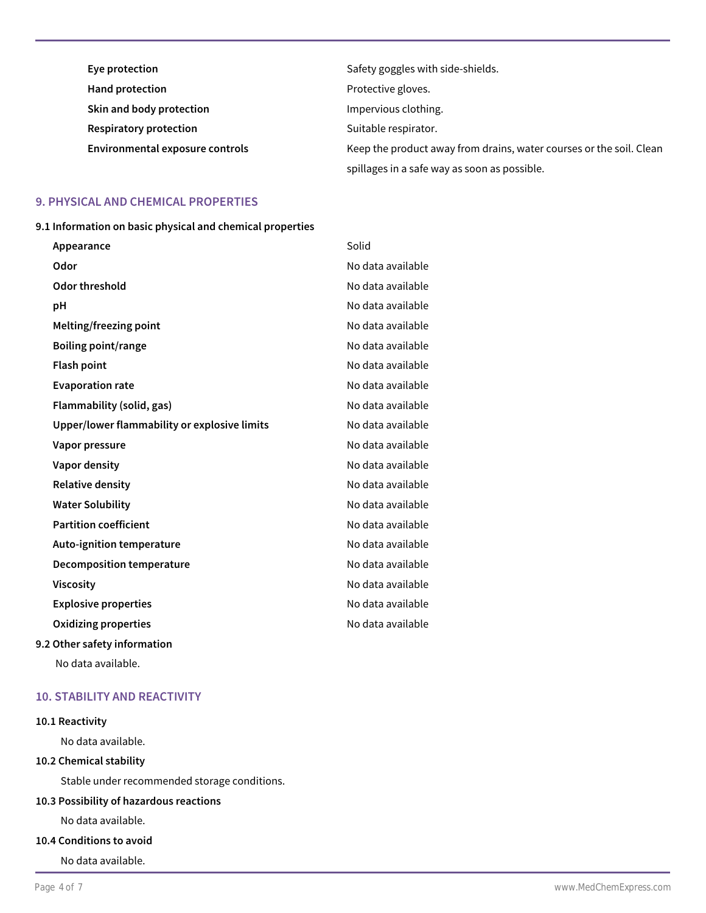| | |
|---|---|
| **Eye protection** | Safety goggles with side-shields. |
| **Hand protection** | Protective gloves. |
| **Skin and body protection** | Impervious clothing. |
| **Respiratory protection** | Suitable respirator. |
| **Environmental exposure controls** | Keep the product away from drains, water courses or the soil. Clean spillages in a safe way as soon as possible. |

## 9. PHYSICAL AND CHEMICAL PROPERTIES

### 9.1 Information on basic physical and chemical properties

| | |
|---|---|
| **Appearance** | Solid |
| **Odor** | No data available |
| **Odor threshold** | No data available |
| **pH** | No data available |
| **Melting/freezing point** | No data available |
| **Boiling point/range** | No data available |
| **Flash point** | No data available |
| **Evaporation rate** | No data available |
| **Flammability (solid, gas)** | No data available |
| **Upper/lower flammability or explosive limits** | No data available |
| **Vapor pressure** | No data available |
| **Vapor density** | No data available |
| **Relative density** | No data available |
| **Water Solubility** | No data available |
| **Partition coefficient** | No data available |
| **Auto-ignition temperature** | No data available |
| **Decomposition temperature** | No data available |
| **Viscosity** | No data available |
| **Explosive properties** | No data available |
| **Oxidizing properties** | No data available |

### 9.2 Other safety information

No data available.

## 10. STABILITY AND REACTIVITY

### 10.1 Reactivity

No data available.

### 10.2 Chemical stability

Stable under recommended storage conditions.

### 10.3 Possibility of hazardous reactions

No data available.

### 10.4 Conditions to avoid

No data available.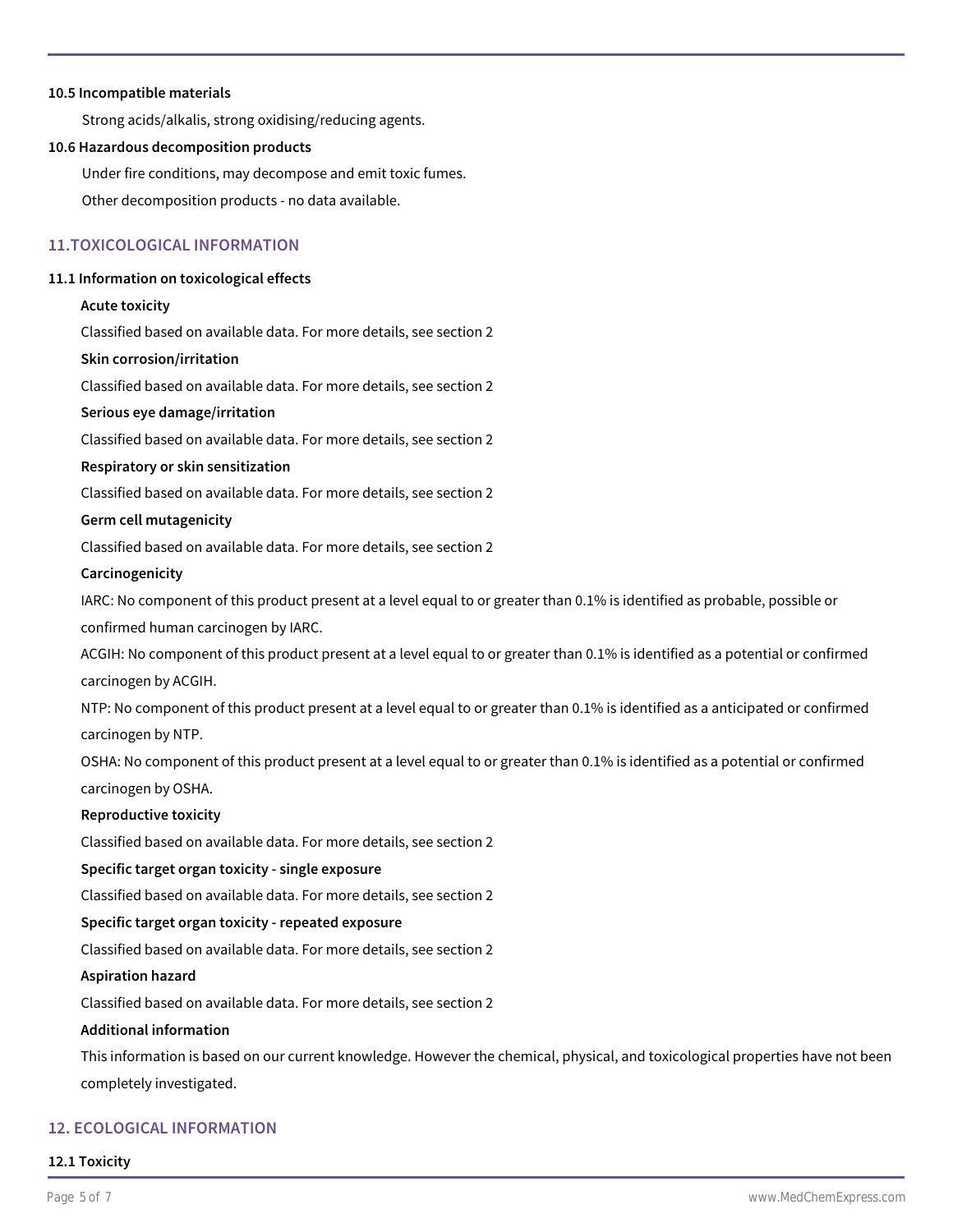**10.5 Incompatible materials**

Strong acids/alkalis, strong oxidising/reducing agents.

**10.6 Hazardous decomposition products**

Under fire conditions, may decompose and emit toxic fumes.

Other decomposition products - no data available.

## 11.TOXICOLOGICAL INFORMATION

**11.1 Information on toxicological effects**

**Acute toxicity**

Classified based on available data. For more details, see section 2

**Skin corrosion/irritation**

Classified based on available data. For more details, see section 2

**Serious eye damage/irritation**

Classified based on available data. For more details, see section 2

**Respiratory or skin sensitization**

Classified based on available data. For more details, see section 2

**Germ cell mutagenicity**

Classified based on available data. For more details, see section 2

**Carcinogenicity**

IARC: No component of this product present at a level equal to or greater than 0.1% is identified as probable, possible or confirmed human carcinogen by IARC.

ACGIH: No component of this product present at a level equal to or greater than 0.1% is identified as a potential or confirmed carcinogen by ACGIH.

NTP: No component of this product present at a level equal to or greater than 0.1% is identified as a anticipated or confirmed carcinogen by NTP.

OSHA: No component of this product present at a level equal to or greater than 0.1% is identified as a potential or confirmed carcinogen by OSHA.

**Reproductive toxicity**

Classified based on available data. For more details, see section 2

**Specific target organ toxicity - single exposure**

Classified based on available data. For more details, see section 2

**Specific target organ toxicity - repeated exposure**

Classified based on available data. For more details, see section 2

**Aspiration hazard**

Classified based on available data. For more details, see section 2

**Additional information**

This information is based on our current knowledge. However the chemical, physical, and toxicological properties have not been completely investigated.

## 12. ECOLOGICAL INFORMATION

**12.1 Toxicity**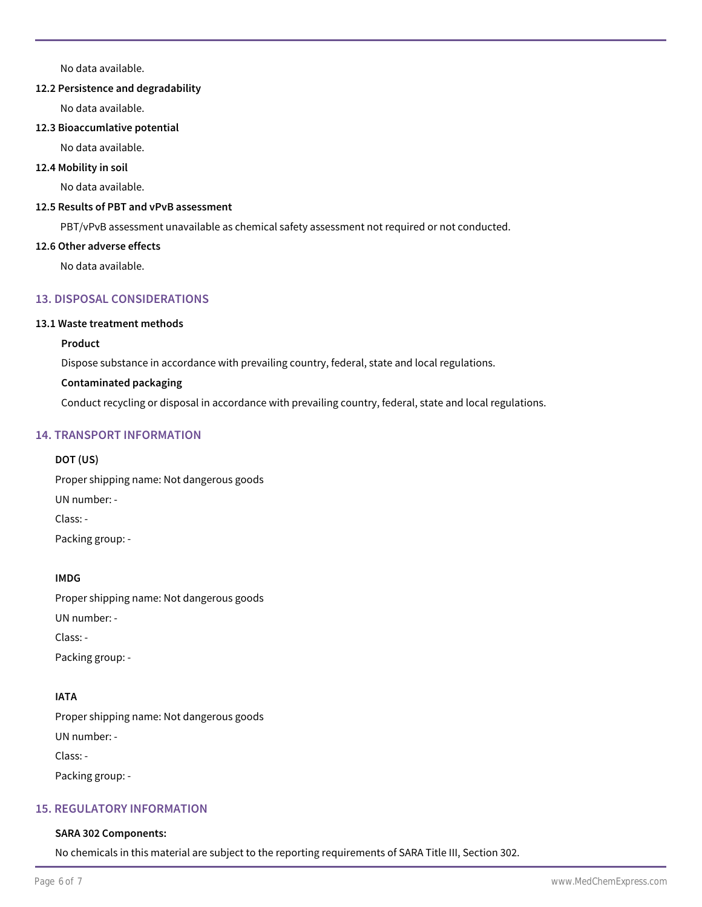No data available.

**12.2 Persistence and degradability**

No data available.

**12.3 Bioaccumlative potential**

No data available.

**12.4 Mobility in soil**

No data available.

**12.5 Results of PBT and vPvB assessment**

PBT/vPvB assessment unavailable as chemical safety assessment not required or not conducted.

**12.6 Other adverse effects**

No data available.

## 13. DISPOSAL CONSIDERATIONS

**13.1 Waste treatment methods**

**Product**

Dispose substance in accordance with prevailing country, federal, state and local regulations.

**Contaminated packaging**

Conduct recycling or disposal in accordance with prevailing country, federal, state and local regulations.

## 14. TRANSPORT INFORMATION

**DOT (US)**

Proper shipping name: Not dangerous goods

UN number: -

Class: -

Packing group: -

**IMDG**

Proper shipping name: Not dangerous goods

UN number: -

Class: -

Packing group: -

**IATA**

Proper shipping name: Not dangerous goods

UN number: -

Class: -

Packing group: -

## 15. REGULATORY INFORMATION

**SARA 302 Components:**

No chemicals in this material are subject to the reporting requirements of SARA Title III, Section 302.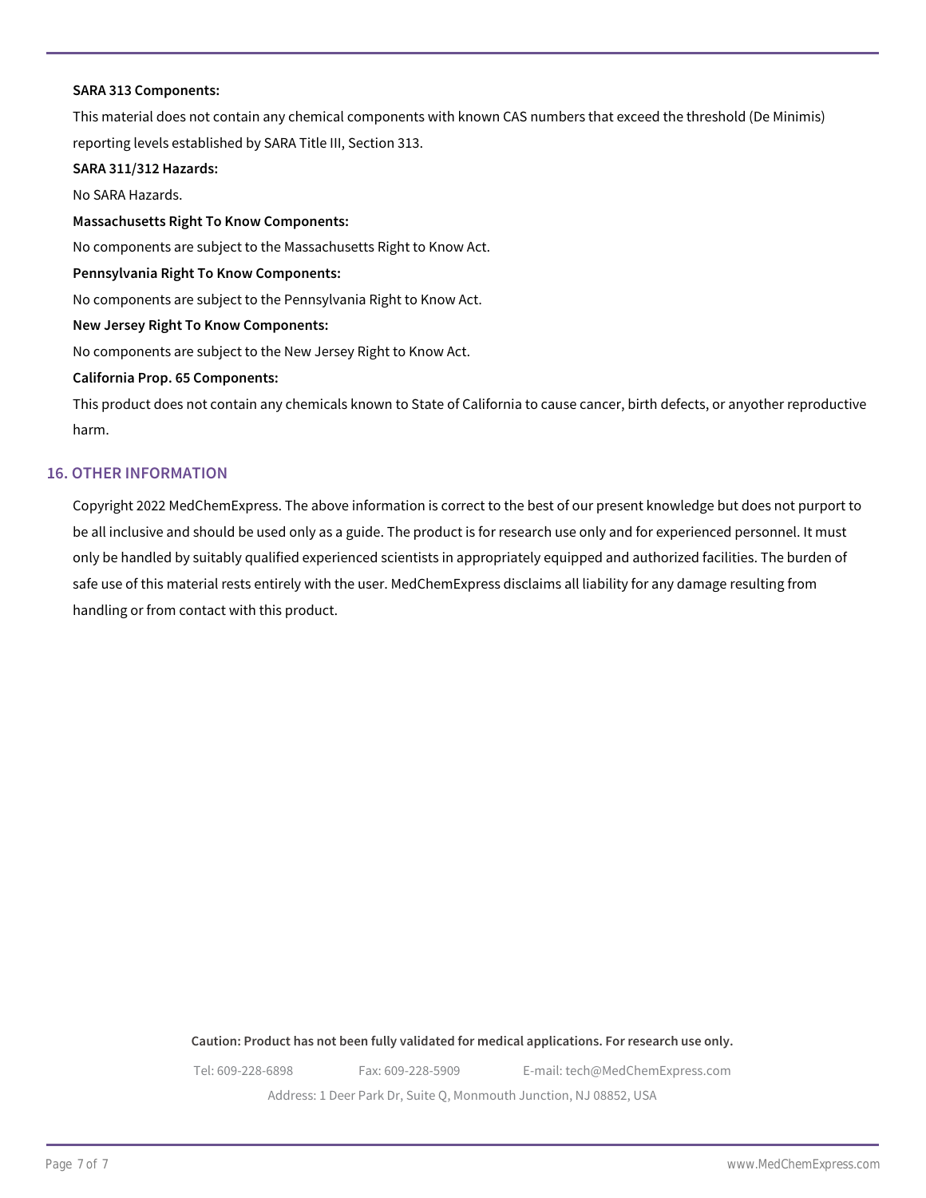**SARA 313 Components:**

This material does not contain any chemical components with known CAS numbers that exceed the threshold (De Minimis) reporting levels established by SARA Title III, Section 313.

**SARA 311/312 Hazards:**

No SARA Hazards.

**Massachusetts Right To Know Components:**

No components are subject to the Massachusetts Right to Know Act.

**Pennsylvania Right To Know Components:**

No components are subject to the Pennsylvania Right to Know Act.

**New Jersey Right To Know Components:**

No components are subject to the New Jersey Right to Know Act.

**California Prop. 65 Components:**

This product does not contain any chemicals known to State of California to cause cancer, birth defects, or anyother reproductive harm.

## 16. OTHER INFORMATION

Copyright 2022 MedChemExpress. The above information is correct to the best of our present knowledge but does not purport to be all inclusive and should be used only as a guide. The product is for research use only and for experienced personnel. It must only be handled by suitably qualified experienced scientists in appropriately equipped and authorized facilities. The burden of safe use of this material rests entirely with the user. MedChemExpress disclaims all liability for any damage resulting from handling or from contact with this product.

**Caution: Product has not been fully validated for medical applications. For research use only.**

Tel: 609-228-6898 Fax: 609-228-5909 E-mail: tech@MedChemExpress.com

Address: 1 Deer Park Dr, Suite Q, Monmouth Junction, NJ 08852, USA